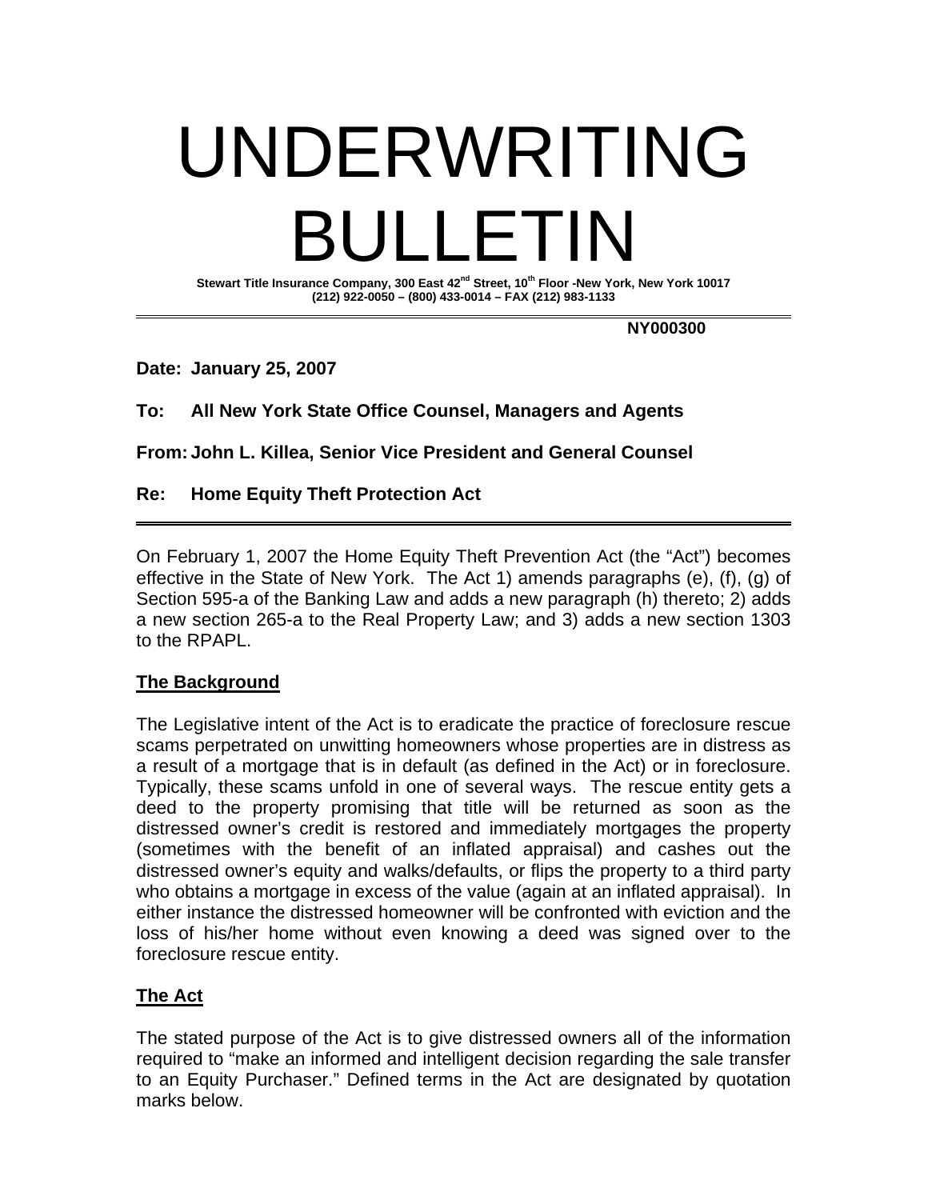# UNDERWRITING BULLETIN

**Stewart Title Insurance Company, 300 East 42nd Street, 10th Floor -New York, New York 10017**
**(212) 922-0050 – (800) 433-0014 – FAX (212) 983-1133**

**NY000300**

**Date: January 25, 2007**

**To: All New York State Office Counsel, Managers and Agents**

**From: John L. Killea, Senior Vice President and General Counsel**

**Re: Home Equity Theft Protection Act**

---

On February 1, 2007 the Home Equity Theft Prevention Act (the "Act") becomes effective in the State of New York. The Act 1) amends paragraphs (e), (f), (g) of Section 595-a of the Banking Law and adds a new paragraph (h) thereto; 2) adds a new section 265-a to the Real Property Law; and 3) adds a new section 1303 to the RPAPL.

## The Background

The Legislative intent of the Act is to eradicate the practice of foreclosure rescue scams perpetrated on unwitting homeowners whose properties are in distress as a result of a mortgage that is in default (as defined in the Act) or in foreclosure. Typically, these scams unfold in one of several ways. The rescue entity gets a deed to the property promising that title will be returned as soon as the distressed owner's credit is restored and immediately mortgages the property (sometimes with the benefit of an inflated appraisal) and cashes out the distressed owner's equity and walks/defaults, or flips the property to a third party who obtains a mortgage in excess of the value (again at an inflated appraisal). In either instance the distressed homeowner will be confronted with eviction and the loss of his/her home without even knowing a deed was signed over to the foreclosure rescue entity.

## The Act

The stated purpose of the Act is to give distressed owners all of the information required to "make an informed and intelligent decision regarding the sale transfer to an Equity Purchaser." Defined terms in the Act are designated by quotation marks below.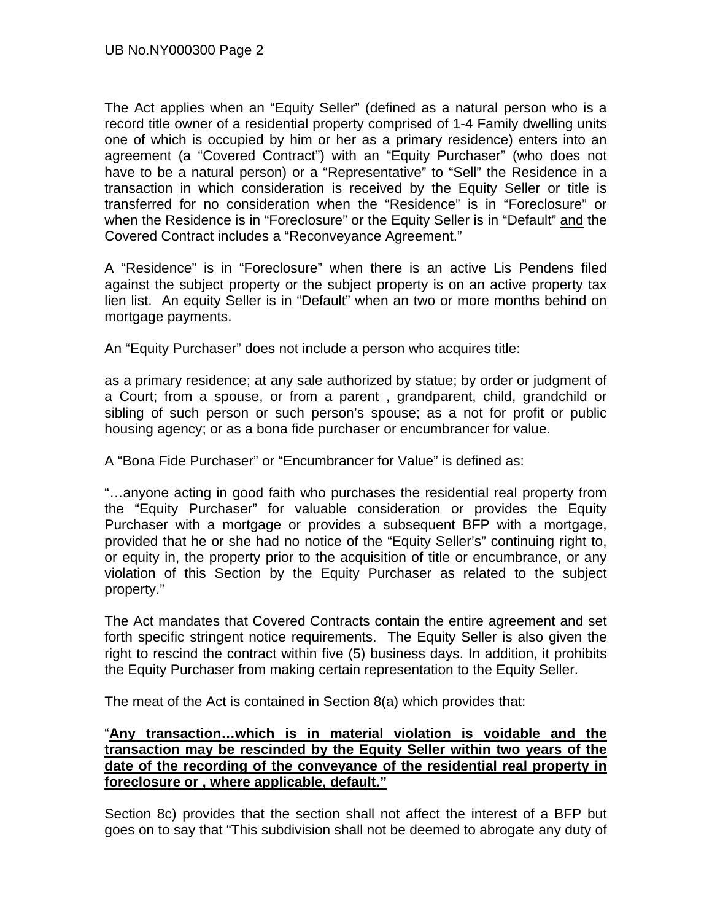The Act applies when an "Equity Seller" (defined as a natural person who is a record title owner of a residential property comprised of 1-4 Family dwelling units one of which is occupied by him or her as a primary residence) enters into an agreement (a "Covered Contract") with an "Equity Purchaser" (who does not have to be a natural person) or a "Representative" to "Sell" the Residence in a transaction in which consideration is received by the Equity Seller or title is transferred for no consideration when the "Residence" is in "Foreclosure" or when the Residence is in "Foreclosure" or the Equity Seller is in "Default" <u>and</u> the Covered Contract includes a "Reconveyance Agreement."

A "Residence" is in "Foreclosure" when there is an active Lis Pendens filed against the subject property or the subject property is on an active property tax lien list. An equity Seller is in "Default" when an two or more months behind on mortgage payments.

An "Equity Purchaser" does not include a person who acquires title:

as a primary residence; at any sale authorized by statue; by order or judgment of a Court; from a spouse, or from a parent , grandparent, child, grandchild or sibling of such person or such person's spouse; as a not for profit or public housing agency; or as a bona fide purchaser or encumbrancer for value.

A "Bona Fide Purchaser" or "Encumbrancer for Value" is defined as:

"…anyone acting in good faith who purchases the residential real property from the "Equity Purchaser" for valuable consideration or provides the Equity Purchaser with a mortgage or provides a subsequent BFP with a mortgage, provided that he or she had no notice of the "Equity Seller's" continuing right to, or equity in, the property prior to the acquisition of title or encumbrance, or any violation of this Section by the Equity Purchaser as related to the subject property."

The Act mandates that Covered Contracts contain the entire agreement and set forth specific stringent notice requirements. The Equity Seller is also given the right to rescind the contract within five (5) business days. In addition, it prohibits the Equity Purchaser from making certain representation to the Equity Seller.

The meat of the Act is contained in Section 8(a) which provides that:

"<u>**Any transaction…which is in material violation is voidable and the transaction may be rescinded by the Equity Seller within two years of the date of the recording of the conveyance of the residential real property in foreclosure or , where applicable, default."**</u>

Section 8c) provides that the section shall not affect the interest of a BFP but goes on to say that "This subdivision shall not be deemed to abrogate any duty of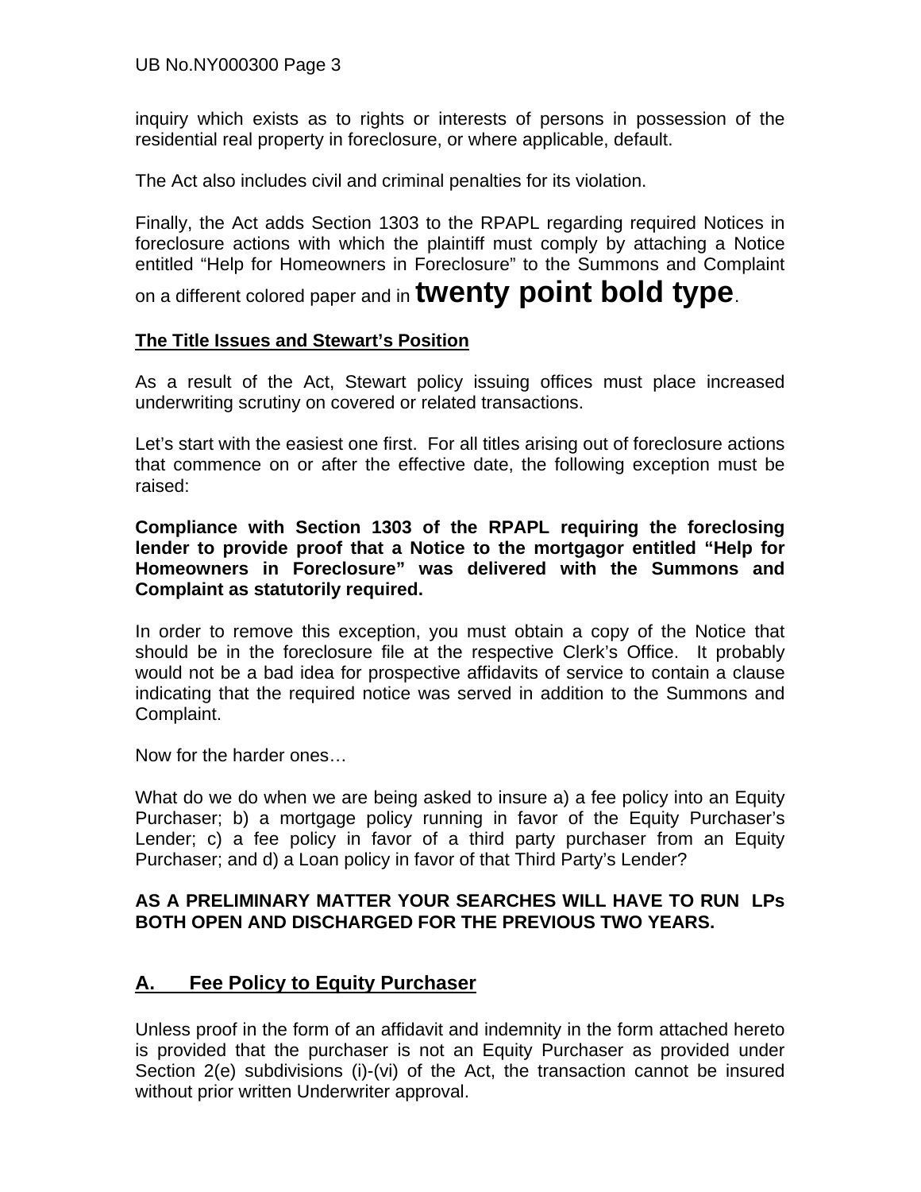inquiry which exists as to rights or interests of persons in possession of the residential real property in foreclosure, or where applicable, default.

The Act also includes civil and criminal penalties for its violation.

Finally, the Act adds Section 1303 to the RPAPL regarding required Notices in foreclosure actions with which the plaintiff must comply by attaching a Notice entitled "Help for Homeowners in Foreclosure" to the Summons and Complaint on a different colored paper and in **twenty point bold type**.

**The Title Issues and Stewart's Position**

As a result of the Act, Stewart policy issuing offices must place increased underwriting scrutiny on covered or related transactions.

Let's start with the easiest one first. For all titles arising out of foreclosure actions that commence on or after the effective date, the following exception must be raised:

**Compliance with Section 1303 of the RPAPL requiring the foreclosing lender to provide proof that a Notice to the mortgagor entitled "Help for Homeowners in Foreclosure" was delivered with the Summons and Complaint as statutorily required.**

In order to remove this exception, you must obtain a copy of the Notice that should be in the foreclosure file at the respective Clerk's Office. It probably would not be a bad idea for prospective affidavits of service to contain a clause indicating that the required notice was served in addition to the Summons and Complaint.

Now for the harder ones…

What do we do when we are being asked to insure a) a fee policy into an Equity Purchaser; b) a mortgage policy running in favor of the Equity Purchaser's Lender; c) a fee policy in favor of a third party purchaser from an Equity Purchaser; and d) a Loan policy in favor of that Third Party's Lender?

**AS A PRELIMINARY MATTER YOUR SEARCHES WILL HAVE TO RUN LPs BOTH OPEN AND DISCHARGED FOR THE PREVIOUS TWO YEARS.**

## A. Fee Policy to Equity Purchaser

Unless proof in the form of an affidavit and indemnity in the form attached hereto is provided that the purchaser is not an Equity Purchaser as provided under Section 2(e) subdivisions (i)-(vi) of the Act, the transaction cannot be insured without prior written Underwriter approval.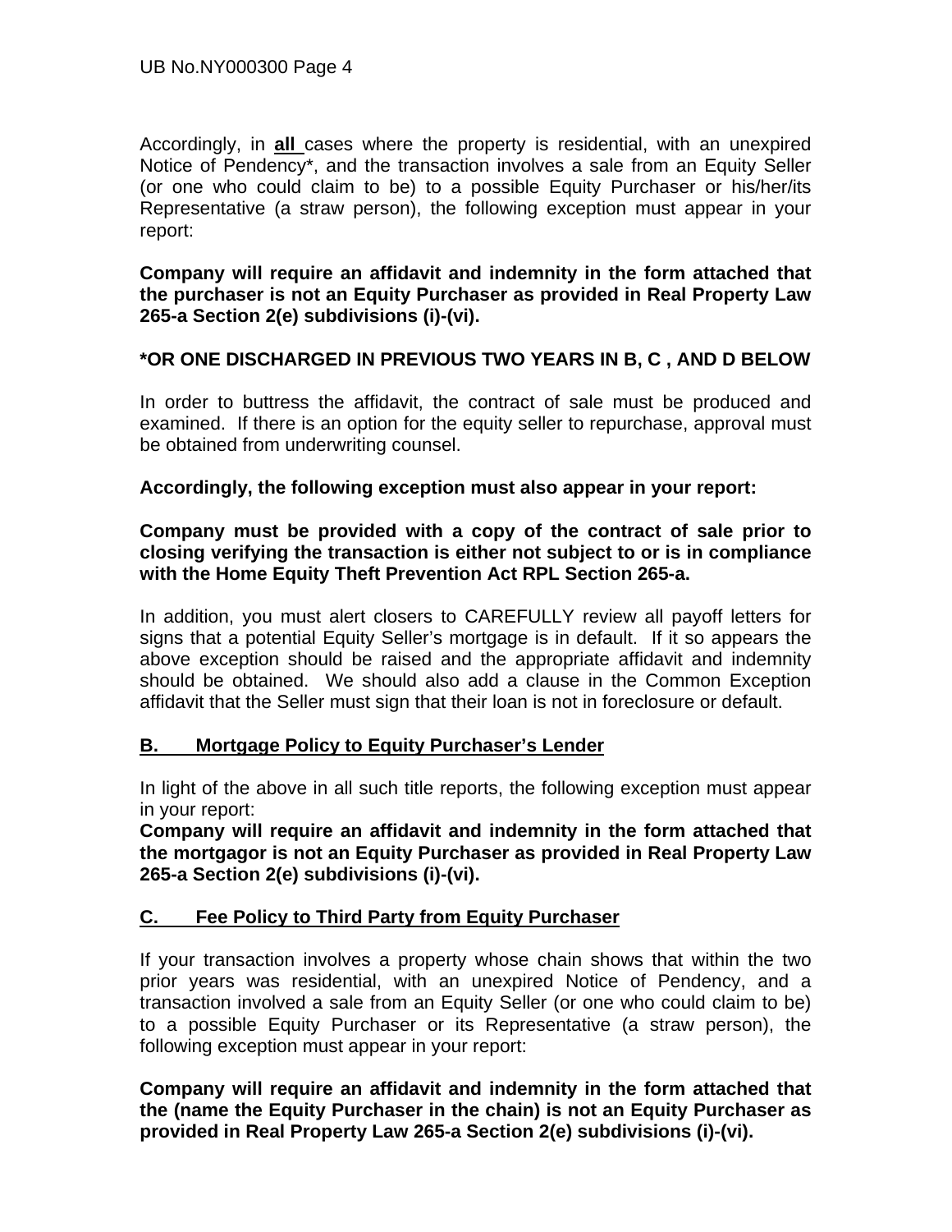Accordingly, in **all** cases where the property is residential, with an unexpired Notice of Pendency*, and the transaction involves a sale from an Equity Seller (or one who could claim to be) to a possible Equity Purchaser or his/her/its Representative (a straw person), the following exception must appear in your report:

**Company will require an affidavit and indemnity in the form attached that the purchaser is not an Equity Purchaser as provided in Real Property Law 265-a Section 2(e) subdivisions (i)-(vi).**

**\*OR ONE DISCHARGED IN PREVIOUS TWO YEARS IN B, C , AND D BELOW**

In order to buttress the affidavit, the contract of sale must be produced and examined. If there is an option for the equity seller to repurchase, approval must be obtained from underwriting counsel.

**Accordingly, the following exception must also appear in your report:**

**Company must be provided with a copy of the contract of sale prior to closing verifying the transaction is either not subject to or is in compliance with the Home Equity Theft Prevention Act RPL Section 265-a.**

In addition, you must alert closers to CAREFULLY review all payoff letters for signs that a potential Equity Seller's mortgage is in default. If it so appears the above exception should be raised and the appropriate affidavit and indemnity should be obtained. We should also add a clause in the Common Exception affidavit that the Seller must sign that their loan is not in foreclosure or default.

## B. Mortgage Policy to Equity Purchaser's Lender

In light of the above in all such title reports, the following exception must appear in your report:

**Company will require an affidavit and indemnity in the form attached that the mortgagor is not an Equity Purchaser as provided in Real Property Law 265-a Section 2(e) subdivisions (i)-(vi).**

## C. Fee Policy to Third Party from Equity Purchaser

If your transaction involves a property whose chain shows that within the two prior years was residential, with an unexpired Notice of Pendency, and a transaction involved a sale from an Equity Seller (or one who could claim to be) to a possible Equity Purchaser or its Representative (a straw person), the following exception must appear in your report:

**Company will require an affidavit and indemnity in the form attached that the (name the Equity Purchaser in the chain) is not an Equity Purchaser as provided in Real Property Law 265-a Section 2(e) subdivisions (i)-(vi).**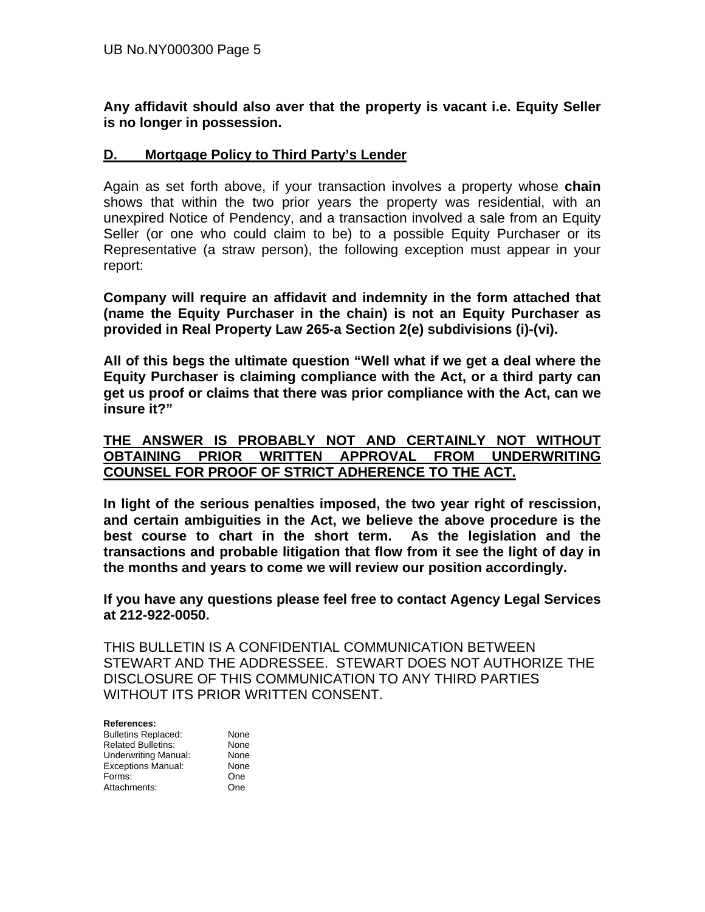**Any affidavit should also aver that the property is vacant i.e. Equity Seller is no longer in possession.**

## D. Mortgage Policy to Third Party's Lender

Again as set forth above, if your transaction involves a property whose **chain** shows that within the two prior years the property was residential, with an unexpired Notice of Pendency, and a transaction involved a sale from an Equity Seller (or one who could claim to be) to a possible Equity Purchaser or its Representative (a straw person), the following exception must appear in your report:

**Company will require an affidavit and indemnity in the form attached that (name the Equity Purchaser in the chain) is not an Equity Purchaser as provided in Real Property Law 265-a Section 2(e) subdivisions (i)-(vi).**

**All of this begs the ultimate question "Well what if we get a deal where the Equity Purchaser is claiming compliance with the Act, or a third party can get us proof or claims that there was prior compliance with the Act, can we insure it?"**

**THE ANSWER IS PROBABLY NOT AND CERTAINLY NOT WITHOUT OBTAINING PRIOR WRITTEN APPROVAL FROM UNDERWRITING COUNSEL FOR PROOF OF STRICT ADHERENCE TO THE ACT.**

**In light of the serious penalties imposed, the two year right of rescission, and certain ambiguities in the Act, we believe the above procedure is the best course to chart in the short term. As the legislation and the transactions and probable litigation that flow from it see the light of day in the months and years to come we will review our position accordingly.**

**If you have any questions please feel free to contact Agency Legal Services at 212-922-0050.**

THIS BULLETIN IS A CONFIDENTIAL COMMUNICATION BETWEEN STEWART AND THE ADDRESSEE. STEWART DOES NOT AUTHORIZE THE DISCLOSURE OF THIS COMMUNICATION TO ANY THIRD PARTIES WITHOUT ITS PRIOR WRITTEN CONSENT.

**References:**

| | |
|---|---|
| Bulletins Replaced: | None |
| Related Bulletins: | None |
| Underwriting Manual: | None |
| Exceptions Manual: | None |
| Forms: | One |
| Attachments: | One |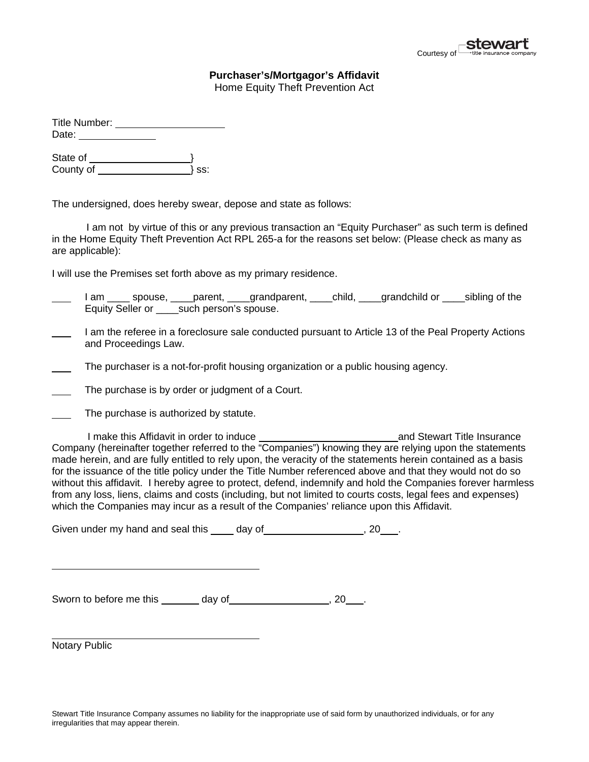Courtesy of stewart title insurance company

**Purchaser's/Mortgagor's Affidavit**
Home Equity Theft Prevention Act

Title Number: ____________________
Date: ______________

State of ___________________}
County of _________________} ss:

The undersigned, does hereby swear, depose and state as follows:

I am not by virtue of this or any previous transaction an "Equity Purchaser" as such term is defined in the Home Equity Theft Prevention Act RPL 265-a for the reasons set below: (Please check as many as are applicable):

I will use the Premises set forth above as my primary residence.

____ I am ____ spouse, ____parent, ____grandparent, ____child, ____grandchild or ____sibling of the Equity Seller or ____such person's spouse.

____ I am the referee in a foreclosure sale conducted pursuant to Article 13 of the Peal Property Actions and Proceedings Law.

____ The purchaser is a not-for-profit housing organization or a public housing agency.

____ The purchase is by order or judgment of a Court.

____ The purchase is authorized by statute.

I make this Affidavit in order to induce __________________________and Stewart Title Insurance Company (hereinafter together referred to the "Companies") knowing they are relying upon the statements made herein, and are fully entitled to rely upon, the veracity of the statements herein contained as a basis for the issuance of the title policy under the Title Number referenced above and that they would not do so without this affidavit. I hereby agree to protect, defend, indemnify and hold the Companies forever harmless from any loss, liens, claims and costs (including, but not limited to courts costs, legal fees and expenses) which the Companies may incur as a result of the Companies' reliance upon this Affidavit.

Given under my hand and seal this ____ day of__________________, 20___.

______________________________________

Sworn to before me this _______ day of__________________, 20___.

______________________________________
Notary Public

Stewart Title Insurance Company assumes no liability for the inappropriate use of said form by unauthorized individuals, or for any irregularities that may appear therein.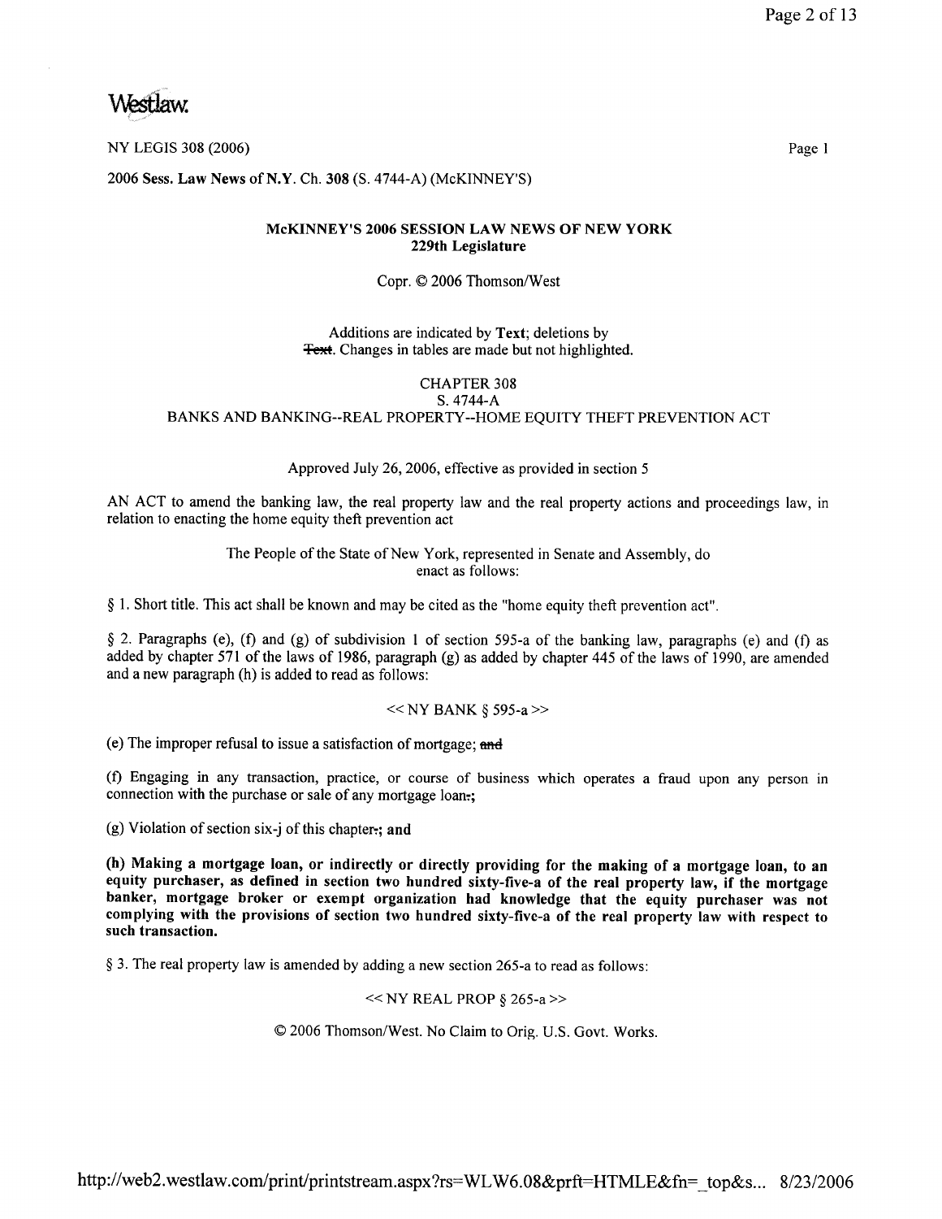NY LEGIS 308 (2006)

2006 **Sess.** Law **News** of **N.Y.** Ch. **308** (S. 4744-A) (McKINNEY'S)

**McKINNEY'S 2006 SESSION LAW NEWS OF NEW YORK**
**229th Legislature**

Copr. © 2006 Thomson/West

Additions are indicated by **Text**; deletions by ~~Text~~. Changes in tables are made but not highlighted.

CHAPTER 308
S. 4744-A
BANKS AND BANKING--REAL PROPERTY--HOME EQUITY THEFT PREVENTION ACT

Approved July 26, 2006, effective as provided in section 5

AN ACT to amend the banking law, the real property law and the real property actions and proceedings law, in relation to enacting the home equity theft prevention act

The People of the State of New York, represented in Senate and Assembly, do enact as follows:

§ 1. Short title. This act shall be known and may be cited as the "home equity theft prevention act".

§ 2. Paragraphs (e), (f) and (g) of subdivision 1 of section 595-a of the banking law, paragraphs (e) and (f) as added by chapter 571 of the laws of 1986, paragraph (g) as added by chapter 445 of the laws of 1990, are amended and a new paragraph (h) is added to read as follows:

<< NY BANK § 595-a >>

(e) The improper refusal to issue a satisfaction of mortgage; ~~and~~

(f) Engaging in any transaction, practice, or course of business which operates a fraud upon any person in connection with the purchase or sale of any mortgage loan~~.~~**;**

(g) Violation of section six-j of this chapter~~.~~**; and**

**(h) Making a mortgage loan, or indirectly or directly providing for the making of a mortgage loan, to an equity purchaser, as defined in section two hundred sixty-five-a of the real property law, if the mortgage banker, mortgage broker or exempt organization had knowledge that the equity purchaser was not complying with the provisions of section two hundred sixty-five-a of the real property law with respect to such transaction.**

§ 3. The real property law is amended by adding a new section 265-a to read as follows:

<< NY REAL PROP § 265-a >>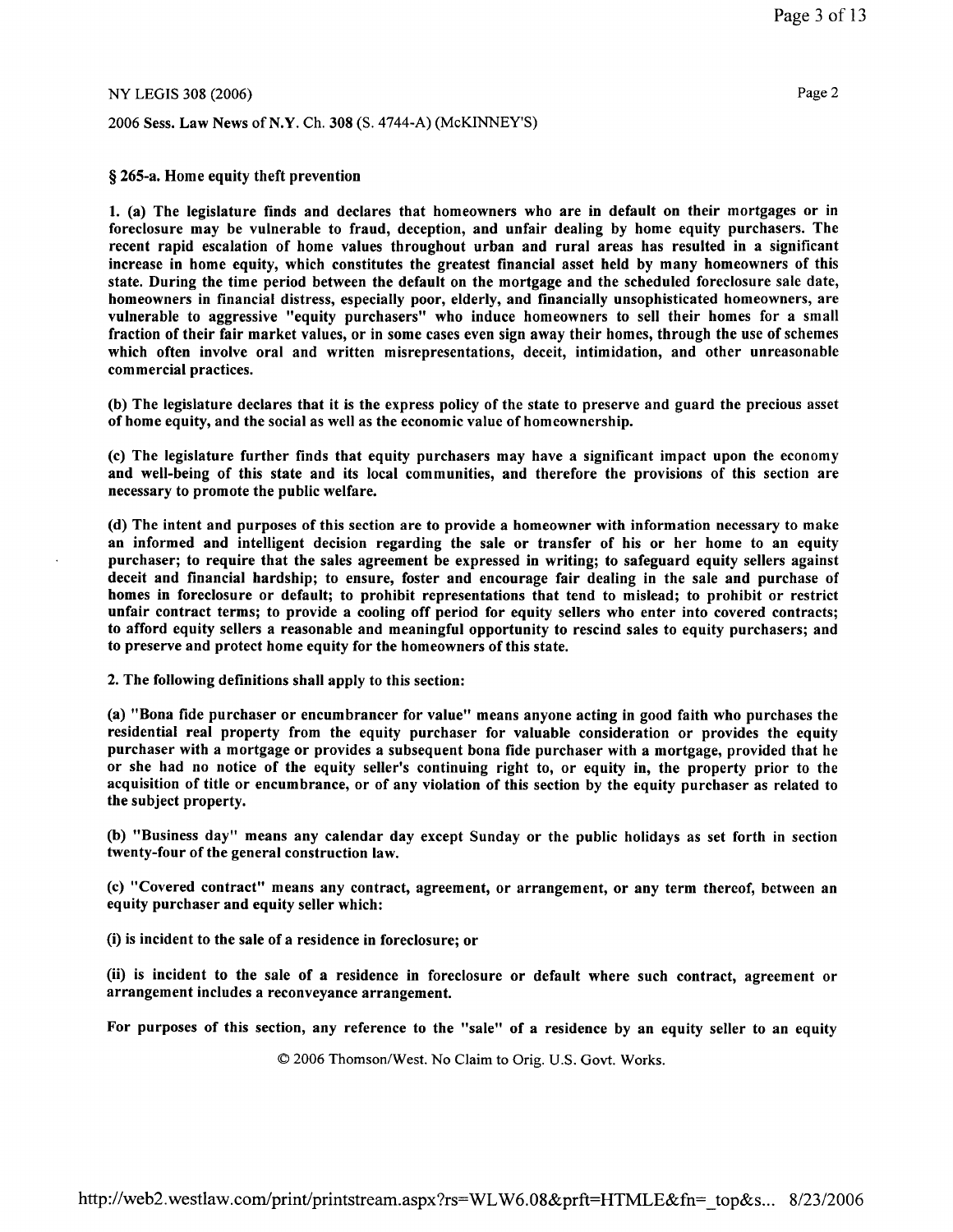NY LEGIS 308 (2006)

2006 Sess. Law News of N.Y. Ch. 308 (S. 4744-A) (McKINNEY'S)

**§ 265-a. Home equity theft prevention**

**1. (a) The legislature finds and declares that homeowners who are in default on their mortgages or in foreclosure may be vulnerable to fraud, deception, and unfair dealing by home equity purchasers. The recent rapid escalation of home values throughout urban and rural areas has resulted in a significant increase in home equity, which constitutes the greatest financial asset held by many homeowners of this state. During the time period between the default on the mortgage and the scheduled foreclosure sale date, homeowners in financial distress, especially poor, elderly, and financially unsophisticated homeowners, are vulnerable to aggressive "equity purchasers" who induce homeowners to sell their homes for a small fraction of their fair market values, or in some cases even sign away their homes, through the use of schemes which often involve oral and written misrepresentations, deceit, intimidation, and other unreasonable commercial practices.**

**(b) The legislature declares that it is the express policy of the state to preserve and guard the precious asset of home equity, and the social as well as the economic value of homeownership.**

**(c) The legislature further finds that equity purchasers may have a significant impact upon the economy and well-being of this state and its local communities, and therefore the provisions of this section are necessary to promote the public welfare.**

**(d) The intent and purposes of this section are to provide a homeowner with information necessary to make an informed and intelligent decision regarding the sale or transfer of his or her home to an equity purchaser; to require that the sales agreement be expressed in writing; to safeguard equity sellers against deceit and financial hardship; to ensure, foster and encourage fair dealing in the sale and purchase of homes in foreclosure or default; to prohibit representations that tend to mislead; to prohibit or restrict unfair contract terms; to provide a cooling off period for equity sellers who enter into covered contracts; to afford equity sellers a reasonable and meaningful opportunity to rescind sales to equity purchasers; and to preserve and protect home equity for the homeowners of this state.**

**2. The following definitions shall apply to this section:**

**(a) "Bona fide purchaser or encumbrancer for value" means anyone acting in good faith who purchases the residential real property from the equity purchaser for valuable consideration or provides the equity purchaser with a mortgage or provides a subsequent bona fide purchaser with a mortgage, provided that he or she had no notice of the equity seller's continuing right to, or equity in, the property prior to the acquisition of title or encumbrance, or of any violation of this section by the equity purchaser as related to the subject property.**

**(b) "Business day" means any calendar day except Sunday or the public holidays as set forth in section twenty-four of the general construction law.**

**(c) "Covered contract" means any contract, agreement, or arrangement, or any term thereof, between an equity purchaser and equity seller which:**

**(i) is incident to the sale of a residence in foreclosure; or**

**(ii) is incident to the sale of a residence in foreclosure or default where such contract, agreement or arrangement includes a reconveyance arrangement.**

**For purposes of this section, any reference to the "sale" of a residence by an equity seller to an equity**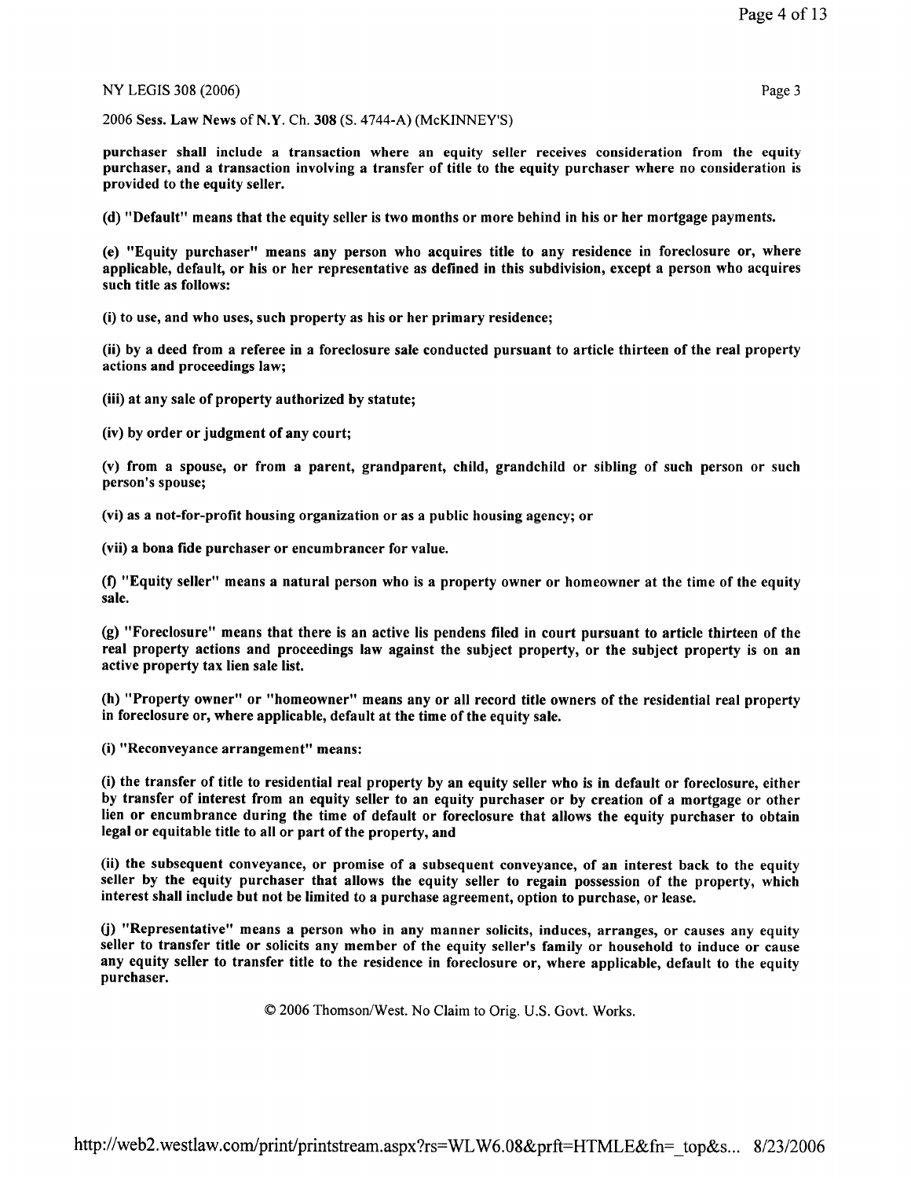**purchaser shall include a transaction where an equity seller receives consideration from the equity purchaser, and a transaction involving a transfer of title to the equity purchaser where no consideration is provided to the equity seller.**

**(d) "Default" means that the equity seller is two months or more behind in his or her mortgage payments.**

**(e) "Equity purchaser" means any person who acquires title to any residence in foreclosure or, where applicable, default, or his or her representative as defined in this subdivision, except a person who acquires such title as follows:**

**(i) to use, and who uses, such property as his or her primary residence;**

**(ii) by a deed from a referee in a foreclosure sale conducted pursuant to article thirteen of the real property actions and proceedings law;**

**(iii) at any sale of property authorized by statute;**

**(iv) by order or judgment of any court;**

**(v) from a spouse, or from a parent, grandparent, child, grandchild or sibling of such person or such person's spouse;**

**(vi) as a not-for-profit housing organization or as a public housing agency; or**

**(vii) a bona fide purchaser or encumbrancer for value.**

**(f) "Equity seller" means a natural person who is a property owner or homeowner at the time of the equity sale.**

**(g) "Foreclosure" means that there is an active lis pendens filed in court pursuant to article thirteen of the real property actions and proceedings law against the subject property, or the subject property is on an active property tax lien sale list.**

**(h) "Property owner" or "homeowner" means any or all record title owners of the residential real property in foreclosure or, where applicable, default at the time of the equity sale.**

**(i) "Reconveyance arrangement" means:**

**(i) the transfer of title to residential real property by an equity seller who is in default or foreclosure, either by transfer of interest from an equity seller to an equity purchaser or by creation of a mortgage or other lien or encumbrance during the time of default or foreclosure that allows the equity purchaser to obtain legal or equitable title to all or part of the property, and**

**(ii) the subsequent conveyance, or promise of a subsequent conveyance, of an interest back to the equity seller by the equity purchaser that allows the equity seller to regain possession of the property, which interest shall include but not be limited to a purchase agreement, option to purchase, or lease.**

**(j) "Representative" means a person who in any manner solicits, induces, arranges, or causes any equity seller to transfer title or solicits any member of the equity seller's family or household to induce or cause any equity seller to transfer title to the residence in foreclosure or, where applicable, default to the equity purchaser.**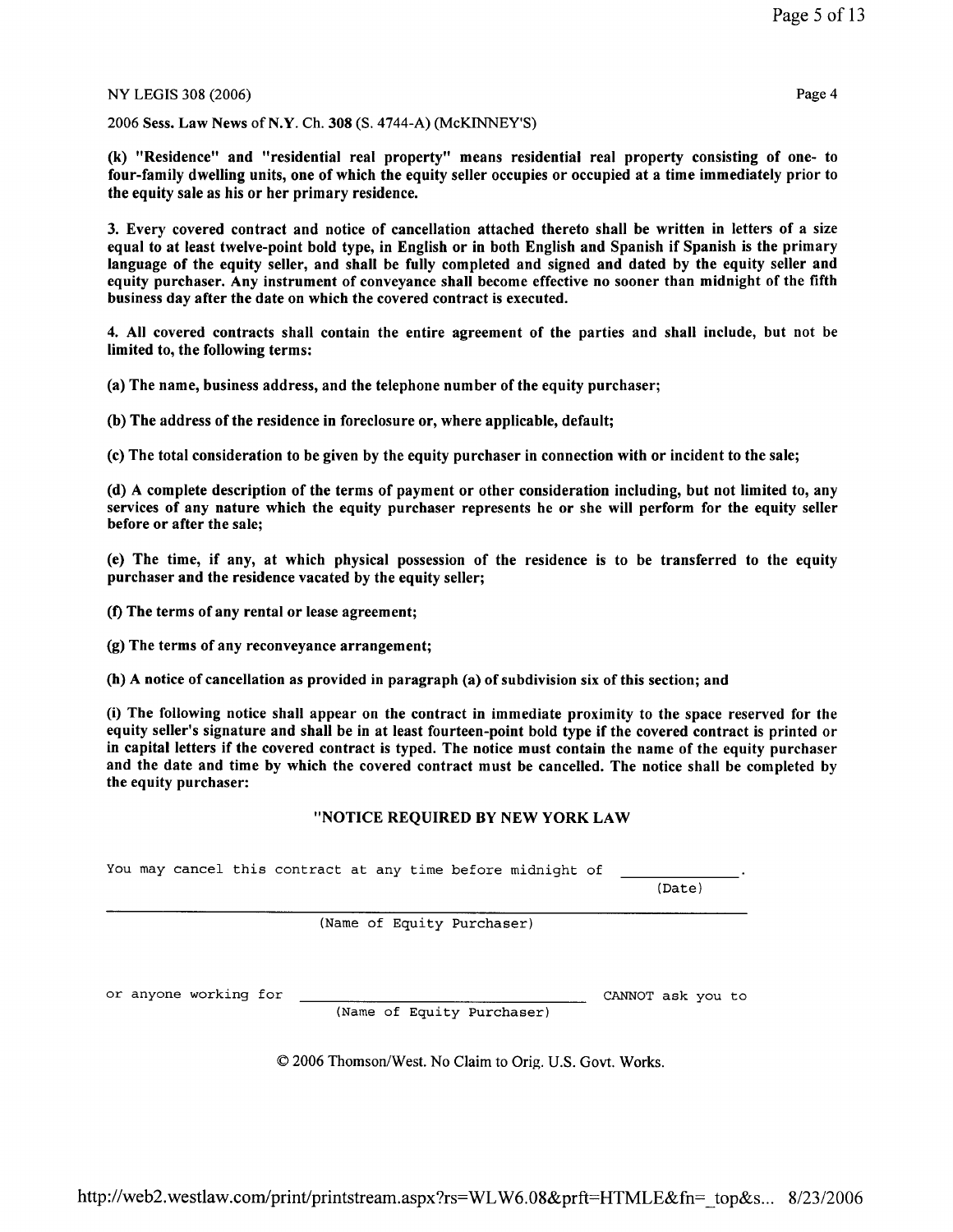(k) "Residence" and "residential real property" means residential real property consisting of one- to four-family dwelling units, one of which the equity seller occupies or occupied at a time immediately prior to the equity sale as his or her primary residence.

3. Every covered contract and notice of cancellation attached thereto shall be written in letters of a size equal to at least twelve-point bold type, in English or in both English and Spanish if Spanish is the primary language of the equity seller, and shall be fully completed and signed and dated by the equity seller and equity purchaser. Any instrument of conveyance shall become effective no sooner than midnight of the fifth business day after the date on which the covered contract is executed.

4. All covered contracts shall contain the entire agreement of the parties and shall include, but not be limited to, the following terms:

(a) The name, business address, and the telephone number of the equity purchaser;

(b) The address of the residence in foreclosure or, where applicable, default;

(c) The total consideration to be given by the equity purchaser in connection with or incident to the sale;

(d) A complete description of the terms of payment or other consideration including, but not limited to, any services of any nature which the equity purchaser represents he or she will perform for the equity seller before or after the sale;

(e) The time, if any, at which physical possession of the residence is to be transferred to the equity purchaser and the residence vacated by the equity seller;

(f) The terms of any rental or lease agreement;

(g) The terms of any reconveyance arrangement;

(h) A notice of cancellation as provided in paragraph (a) of subdivision six of this section; and

(i) The following notice shall appear on the contract in immediate proximity to the space reserved for the equity seller's signature and shall be in at least fourteen-point bold type if the covered contract is printed or in capital letters if the covered contract is typed. The notice must contain the name of the equity purchaser and the date and time by which the covered contract must be cancelled. The notice shall be completed by the equity purchaser:

"NOTICE REQUIRED BY NEW YORK LAW

```
You may cancel this contract at any time before midnight of ______________.
                                                              (Date)
______________________________________________________________________
                    (Name of Equity Purchaser)


or anyone working for ______________________________ CANNOT ask you to
                         (Name of Equity Purchaser)
```

© 2006 Thomson/West. No Claim to Orig. U.S. Govt. Works.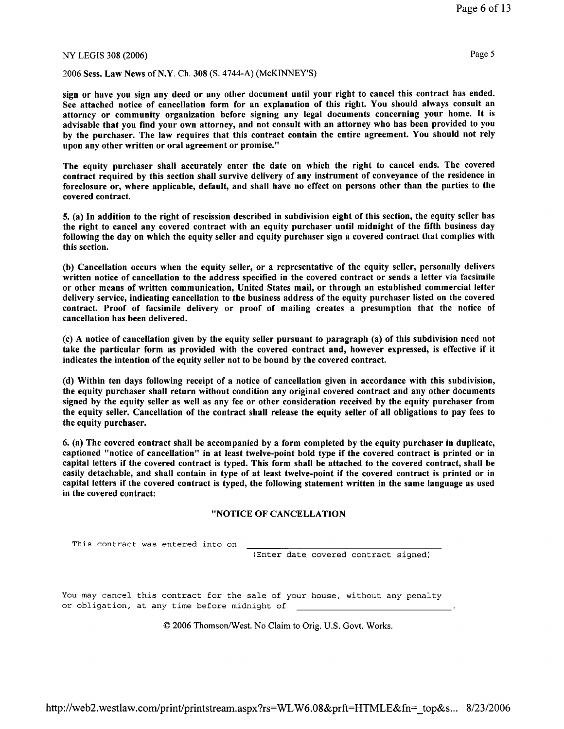**sign or have you sign any deed or any other document until your right to cancel this contract has ended. See attached notice of cancellation form for an explanation of this right. You should always consult an attorney or community organization before signing any legal documents concerning your home. It is advisable that you find your own attorney, and not consult with an attorney who has been provided to you by the purchaser. The law requires that this contract contain the entire agreement. You should not rely upon any other written or oral agreement or promise."**

**The equity purchaser shall accurately enter the date on which the right to cancel ends. The covered contract required by this section shall survive delivery of any instrument of conveyance of the residence in foreclosure or, where applicable, default, and shall have no effect on persons other than the parties to the covered contract.**

**5. (a) In addition to the right of rescission described in subdivision eight of this section, the equity seller has the right to cancel any covered contract with an equity purchaser until midnight of the fifth business day following the day on which the equity seller and equity purchaser sign a covered contract that complies with this section.**

**(b) Cancellation occurs when the equity seller, or a representative of the equity seller, personally delivers written notice of cancellation to the address specified in the covered contract or sends a letter via facsimile or other means of written communication, United States mail, or through an established commercial letter delivery service, indicating cancellation to the business address of the equity purchaser listed on the covered contract. Proof of facsimile delivery or proof of mailing creates a presumption that the notice of cancellation has been delivered.**

**(c) A notice of cancellation given by the equity seller pursuant to paragraph (a) of this subdivision need not take the particular form as provided with the covered contract and, however expressed, is effective if it indicates the intention of the equity seller not to be bound by the covered contract.**

**(d) Within ten days following receipt of a notice of cancellation given in accordance with this subdivision, the equity purchaser shall return without condition any original covered contract and any other documents signed by the equity seller as well as any fee or other consideration received by the equity purchaser from the equity seller. Cancellation of the contract shall release the equity seller of all obligations to pay fees to the equity purchaser.**

**6. (a) The covered contract shall be accompanied by a form completed by the equity purchaser in duplicate, captioned "notice of cancellation" in at least twelve-point bold type if the covered contract is printed or in capital letters if the covered contract is typed. This form shall be attached to the covered contract, shall be easily detachable, and shall contain in type of at least twelve-point if the covered contract is printed or in capital letters if the covered contract is typed, the following statement written in the same language as used in the covered contract:**

**"NOTICE OF CANCELLATION**

This contract was entered into on \_\_\_\_\_\_\_\_\_\_\_\_\_\_\_\_\_\_\_\_\_\_\_\_\_\_\_\_\_\_\_\_\_\_\_\_
(Enter date covered contract signed)

You may cancel this contract for the sale of your house, without any penalty or obligation, at any time before midnight of \_\_\_\_\_\_\_\_\_\_\_\_\_\_\_\_\_\_\_\_\_\_\_\_\_\_\_\_\_\_.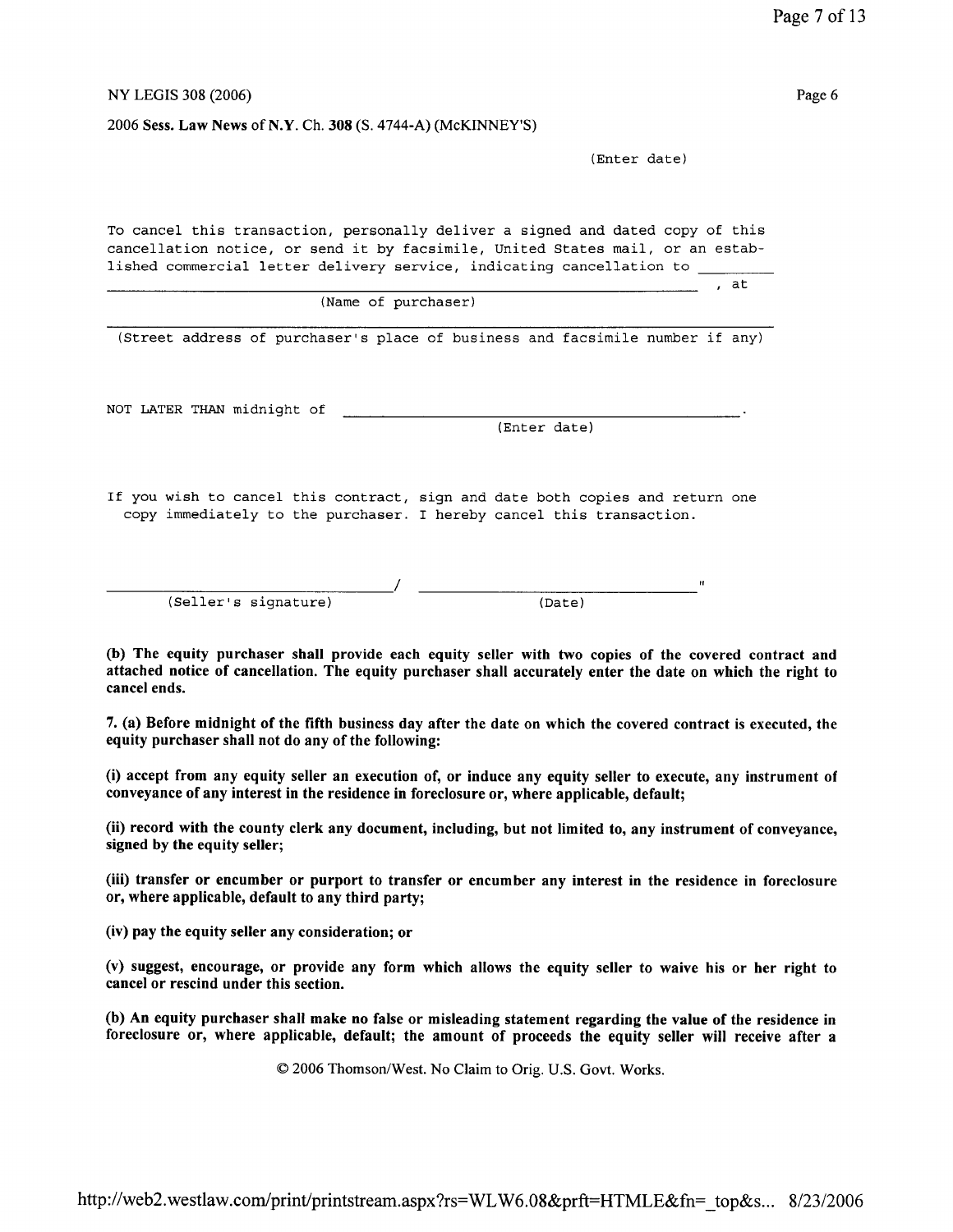(Enter date)

To cancel this transaction, personally deliver a signed and dated copy of this cancellation notice, or send it by facsimile, United States mail, or an established commercial letter delivery service, indicating cancellation to ________

________________________________________________, at

(Name of purchaser)

________________________________________________

(Street address of purchaser's place of business and facsimile number if any)

NOT LATER THAN midnight of ________________________________.

(Enter date)

If you wish to cancel this contract, sign and date both copies and return one copy immediately to the purchaser. I hereby cancel this transaction.

________________________ / ________________________"

(Seller's signature) (Date)

**(b) The equity purchaser shall provide each equity seller with two copies of the covered contract and attached notice of cancellation. The equity purchaser shall accurately enter the date on which the right to cancel ends.**

**7. (a) Before midnight of the fifth business day after the date on which the covered contract is executed, the equity purchaser shall not do any of the following:**

**(i) accept from any equity seller an execution of, or induce any equity seller to execute, any instrument of conveyance of any interest in the residence in foreclosure or, where applicable, default;**

**(ii) record with the county clerk any document, including, but not limited to, any instrument of conveyance, signed by the equity seller;**

**(iii) transfer or encumber or purport to transfer or encumber any interest in the residence in foreclosure or, where applicable, default to any third party;**

**(iv) pay the equity seller any consideration; or**

**(v) suggest, encourage, or provide any form which allows the equity seller to waive his or her right to cancel or rescind under this section.**

**(b) An equity purchaser shall make no false or misleading statement regarding the value of the residence in foreclosure or, where applicable, default; the amount of proceeds the equity seller will receive after a**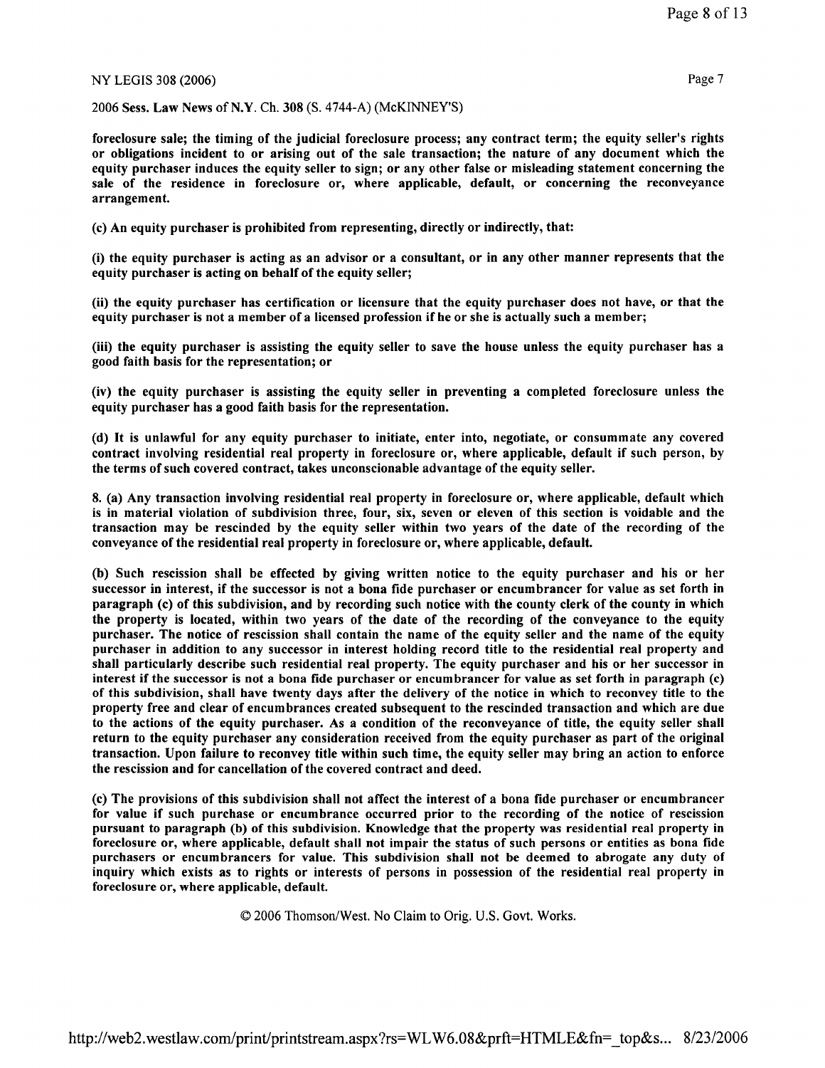foreclosure sale; the timing of the judicial foreclosure process; any contract term; the equity seller's rights or obligations incident to or arising out of the sale transaction; the nature of any document which the equity purchaser induces the equity seller to sign; or any other false or misleading statement concerning the sale of the residence in foreclosure or, where applicable, default, or concerning the reconveyance arrangement.

(c) An equity purchaser is prohibited from representing, directly or indirectly, that:

(i) the equity purchaser is acting as an advisor or a consultant, or in any other manner represents that the equity purchaser is acting on behalf of the equity seller;

(ii) the equity purchaser has certification or licensure that the equity purchaser does not have, or that the equity purchaser is not a member of a licensed profession if he or she is actually such a member;

(iii) the equity purchaser is assisting the equity seller to save the house unless the equity purchaser has a good faith basis for the representation; or

(iv) the equity purchaser is assisting the equity seller in preventing a completed foreclosure unless the equity purchaser has a good faith basis for the representation.

(d) It is unlawful for any equity purchaser to initiate, enter into, negotiate, or consummate any covered contract involving residential real property in foreclosure or, where applicable, default if such person, by the terms of such covered contract, takes unconscionable advantage of the equity seller.

8. (a) Any transaction involving residential real property in foreclosure or, where applicable, default which is in material violation of subdivision three, four, six, seven or eleven of this section is voidable and the transaction may be rescinded by the equity seller within two years of the date of the recording of the conveyance of the residential real property in foreclosure or, where applicable, default.

(b) Such rescission shall be effected by giving written notice to the equity purchaser and his or her successor in interest, if the successor is not a bona fide purchaser or encumbrancer for value as set forth in paragraph (c) of this subdivision, and by recording such notice with the county clerk of the county in which the property is located, within two years of the date of the recording of the conveyance to the equity purchaser. The notice of rescission shall contain the name of the equity seller and the name of the equity purchaser in addition to any successor in interest holding record title to the residential real property and shall particularly describe such residential real property. The equity purchaser and his or her successor in interest if the successor is not a bona fide purchaser or encumbrancer for value as set forth in paragraph (c) of this subdivision, shall have twenty days after the delivery of the notice in which to reconvey title to the property free and clear of encumbrances created subsequent to the rescinded transaction and which are due to the actions of the equity purchaser. As a condition of the reconveyance of title, the equity seller shall return to the equity purchaser any consideration received from the equity purchaser as part of the original transaction. Upon failure to reconvey title within such time, the equity seller may bring an action to enforce the rescission and for cancellation of the covered contract and deed.

(c) The provisions of this subdivision shall not affect the interest of a bona fide purchaser or encumbrancer for value if such purchase or encumbrance occurred prior to the recording of the notice of rescission pursuant to paragraph (b) of this subdivision. Knowledge that the property was residential real property in foreclosure or, where applicable, default shall not impair the status of such persons or entities as bona fide purchasers or encumbrancers for value. This subdivision shall not be deemed to abrogate any duty of inquiry which exists as to rights or interests of persons in possession of the residential real property in foreclosure or, where applicable, default.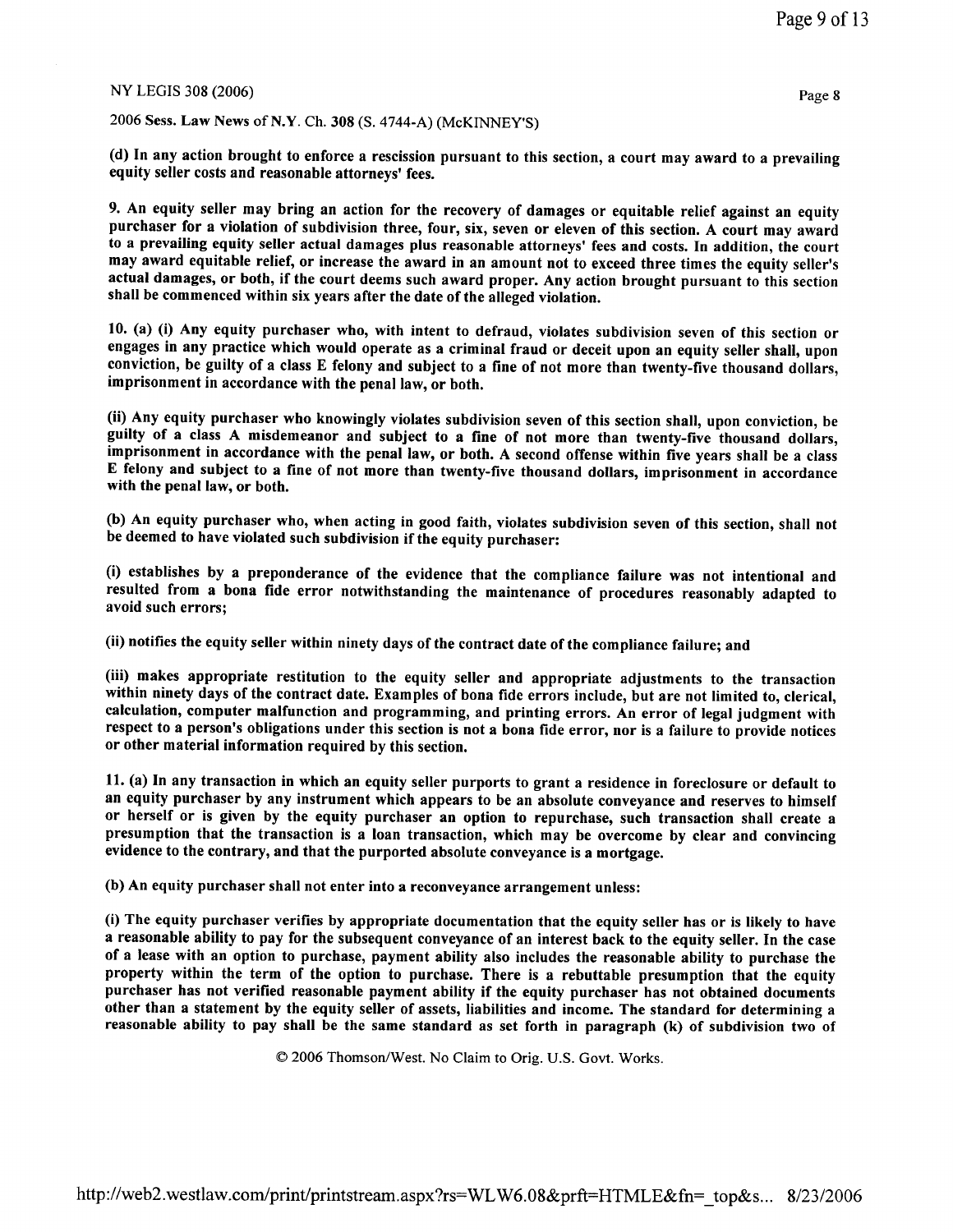(d) In any action brought to enforce a rescission pursuant to this section, a court may award to a prevailing equity seller costs and reasonable attorneys' fees.

9. An equity seller may bring an action for the recovery of damages or equitable relief against an equity purchaser for a violation of subdivision three, four, six, seven or eleven of this section. A court may award to a prevailing equity seller actual damages plus reasonable attorneys' fees and costs. In addition, the court may award equitable relief, or increase the award in an amount not to exceed three times the equity seller's actual damages, or both, if the court deems such award proper. Any action brought pursuant to this section shall be commenced within six years after the date of the alleged violation.

10. (a) (i) Any equity purchaser who, with intent to defraud, violates subdivision seven of this section or engages in any practice which would operate as a criminal fraud or deceit upon an equity seller shall, upon conviction, be guilty of a class E felony and subject to a fine of not more than twenty-five thousand dollars, imprisonment in accordance with the penal law, or both.

(ii) Any equity purchaser who knowingly violates subdivision seven of this section shall, upon conviction, be guilty of a class A misdemeanor and subject to a fine of not more than twenty-five thousand dollars, imprisonment in accordance with the penal law, or both. A second offense within five years shall be a class E felony and subject to a fine of not more than twenty-five thousand dollars, imprisonment in accordance with the penal law, or both.

(b) An equity purchaser who, when acting in good faith, violates subdivision seven of this section, shall not be deemed to have violated such subdivision if the equity purchaser:

(i) establishes by a preponderance of the evidence that the compliance failure was not intentional and resulted from a bona fide error notwithstanding the maintenance of procedures reasonably adapted to avoid such errors;

(ii) notifies the equity seller within ninety days of the contract date of the compliance failure; and

(iii) makes appropriate restitution to the equity seller and appropriate adjustments to the transaction within ninety days of the contract date. Examples of bona fide errors include, but are not limited to, clerical, calculation, computer malfunction and programming, and printing errors. An error of legal judgment with respect to a person's obligations under this section is not a bona fide error, nor is a failure to provide notices or other material information required by this section.

11. (a) In any transaction in which an equity seller purports to grant a residence in foreclosure or default to an equity purchaser by any instrument which appears to be an absolute conveyance and reserves to himself or herself or is given by the equity purchaser an option to repurchase, such transaction shall create a presumption that the transaction is a loan transaction, which may be overcome by clear and convincing evidence to the contrary, and that the purported absolute conveyance is a mortgage.

(b) An equity purchaser shall not enter into a reconveyance arrangement unless:

(i) The equity purchaser verifies by appropriate documentation that the equity seller has or is likely to have a reasonable ability to pay for the subsequent conveyance of an interest back to the equity seller. In the case of a lease with an option to purchase, payment ability also includes the reasonable ability to purchase the property within the term of the option to purchase. There is a rebuttable presumption that the equity purchaser has not verified reasonable payment ability if the equity purchaser has not obtained documents other than a statement by the equity seller of assets, liabilities and income. The standard for determining a reasonable ability to pay shall be the same standard as set forth in paragraph (k) of subdivision two of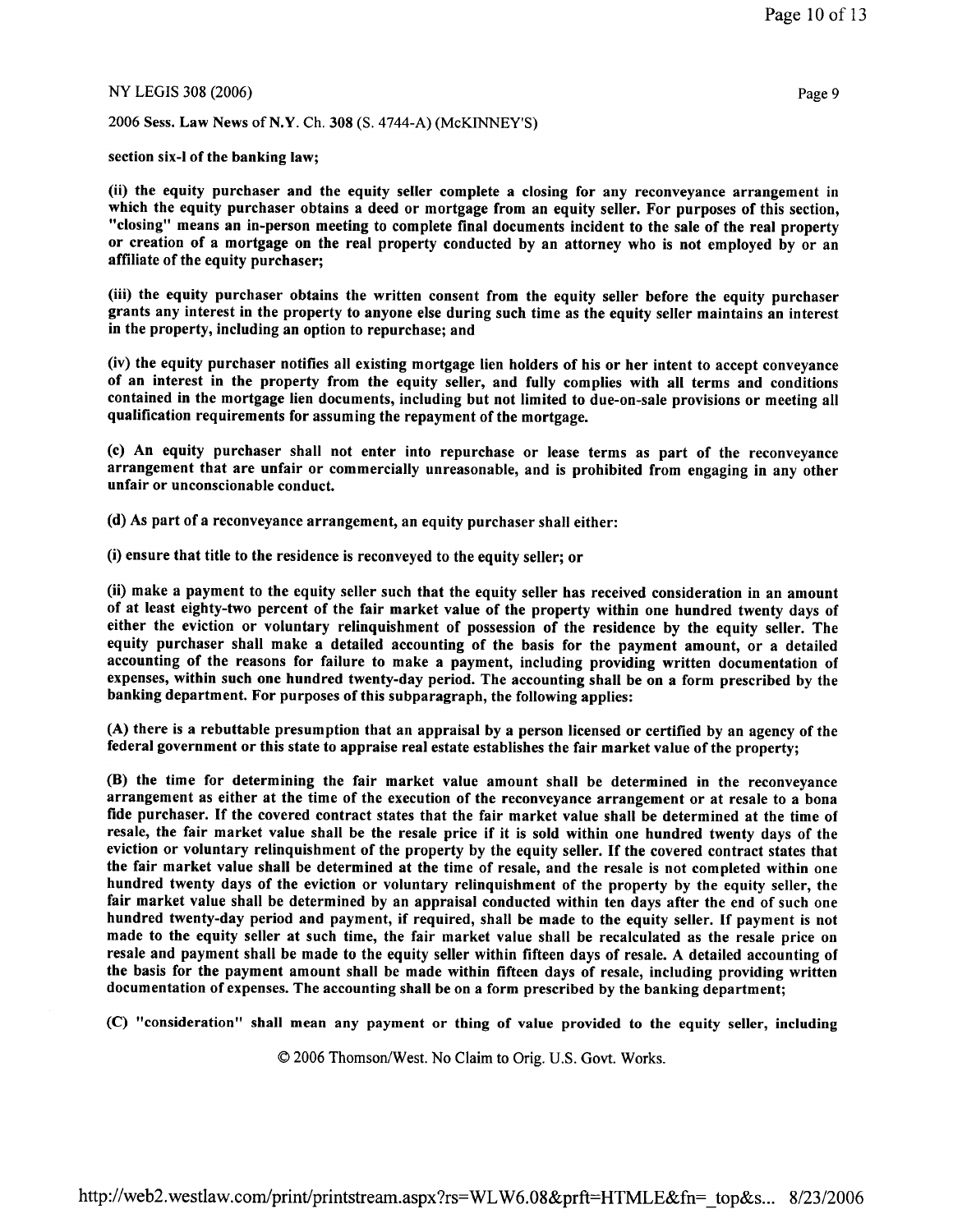**section six-l of the banking law;**

**(ii) the equity purchaser and the equity seller complete a closing for any reconveyance arrangement in which the equity purchaser obtains a deed or mortgage from an equity seller. For purposes of this section, "closing" means an in-person meeting to complete final documents incident to the sale of the real property or creation of a mortgage on the real property conducted by an attorney who is not employed by or an affiliate of the equity purchaser;**

**(iii) the equity purchaser obtains the written consent from the equity seller before the equity purchaser grants any interest in the property to anyone else during such time as the equity seller maintains an interest in the property, including an option to repurchase; and**

**(iv) the equity purchaser notifies all existing mortgage lien holders of his or her intent to accept conveyance of an interest in the property from the equity seller, and fully complies with all terms and conditions contained in the mortgage lien documents, including but not limited to due-on-sale provisions or meeting all qualification requirements for assuming the repayment of the mortgage.**

**(c) An equity purchaser shall not enter into repurchase or lease terms as part of the reconveyance arrangement that are unfair or commercially unreasonable, and is prohibited from engaging in any other unfair or unconscionable conduct.**

**(d) As part of a reconveyance arrangement, an equity purchaser shall either:**

**(i) ensure that title to the residence is reconveyed to the equity seller; or**

**(ii) make a payment to the equity seller such that the equity seller has received consideration in an amount of at least eighty-two percent of the fair market value of the property within one hundred twenty days of either the eviction or voluntary relinquishment of possession of the residence by the equity seller. The equity purchaser shall make a detailed accounting of the basis for the payment amount, or a detailed accounting of the reasons for failure to make a payment, including providing written documentation of expenses, within such one hundred twenty-day period. The accounting shall be on a form prescribed by the banking department. For purposes of this subparagraph, the following applies:**

**(A) there is a rebuttable presumption that an appraisal by a person licensed or certified by an agency of the federal government or this state to appraise real estate establishes the fair market value of the property;**

**(B) the time for determining the fair market value amount shall be determined in the reconveyance arrangement as either at the time of the execution of the reconveyance arrangement or at resale to a bona fide purchaser. If the covered contract states that the fair market value shall be determined at the time of resale, the fair market value shall be the resale price if it is sold within one hundred twenty days of the eviction or voluntary relinquishment of the property by the equity seller. If the covered contract states that the fair market value shall be determined at the time of resale, and the resale is not completed within one hundred twenty days of the eviction or voluntary relinquishment of the property by the equity seller, the fair market value shall be determined by an appraisal conducted within ten days after the end of such one hundred twenty-day period and payment, if required, shall be made to the equity seller. If payment is not made to the equity seller at such time, the fair market value shall be recalculated as the resale price on resale and payment shall be made to the equity seller within fifteen days of resale. A detailed accounting of the basis for the payment amount shall be made within fifteen days of resale, including providing written documentation of expenses. The accounting shall be on a form prescribed by the banking department;**

**(C) "consideration" shall mean any payment or thing of value provided to the equity seller, including**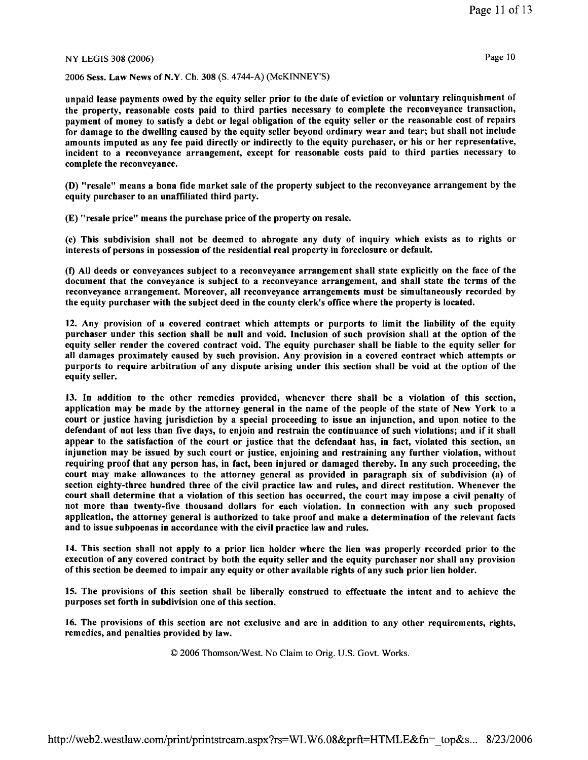unpaid lease payments owed by the equity seller prior to the date of eviction or voluntary relinquishment of the property, reasonable costs paid to third parties necessary to complete the reconveyance transaction, payment of money to satisfy a debt or legal obligation of the equity seller or the reasonable cost of repairs for damage to the dwelling caused by the equity seller beyond ordinary wear and tear; but shall not include amounts imputed as any fee paid directly or indirectly to the equity purchaser, or his or her representative, incident to a reconveyance arrangement, except for reasonable costs paid to third parties necessary to complete the reconveyance.

(D) "resale" means a bona fide market sale of the property subject to the reconveyance arrangement by the equity purchaser to an unaffiliated third party.

(E) "resale price" means the purchase price of the property on resale.

(e) This subdivision shall not be deemed to abrogate any duty of inquiry which exists as to rights or interests of persons in possession of the residential real property in foreclosure or default.

(f) All deeds or conveyances subject to a reconveyance arrangement shall state explicitly on the face of the document that the conveyance is subject to a reconveyance arrangement, and shall state the terms of the reconveyance arrangement. Moreover, all reconveyance arrangements must be simultaneously recorded by the equity purchaser with the subject deed in the county clerk's office where the property is located.

12. Any provision of a covered contract which attempts or purports to limit the liability of the equity purchaser under this section shall be null and void. Inclusion of such provision shall at the option of the equity seller render the covered contract void. The equity purchaser shall be liable to the equity seller for all damages proximately caused by such provision. Any provision in a covered contract which attempts or purports to require arbitration of any dispute arising under this section shall be void at the option of the equity seller.

13. In addition to the other remedies provided, whenever there shall be a violation of this section, application may be made by the attorney general in the name of the people of the state of New York to a court or justice having jurisdiction by a special proceeding to issue an injunction, and upon notice to the defendant of not less than five days, to enjoin and restrain the continuance of such violations; and if it shall appear to the satisfaction of the court or justice that the defendant has, in fact, violated this section, an injunction may be issued by such court or justice, enjoining and restraining any further violation, without requiring proof that any person has, in fact, been injured or damaged thereby. In any such proceeding, the court may make allowances to the attorney general as provided in paragraph six of subdivision (a) of section eighty-three hundred three of the civil practice law and rules, and direct restitution. Whenever the court shall determine that a violation of this section has occurred, the court may impose a civil penalty of not more than twenty-five thousand dollars for each violation. In connection with any such proposed application, the attorney general is authorized to take proof and make a determination of the relevant facts and to issue subpoenas in accordance with the civil practice law and rules.

14. This section shall not apply to a prior lien holder where the lien was properly recorded prior to the execution of any covered contract by both the equity seller and the equity purchaser nor shall any provision of this section be deemed to impair any equity or other available rights of any such prior lien holder.

15. The provisions of this section shall be liberally construed to effectuate the intent and to achieve the purposes set forth in subdivision one of this section.

16. The provisions of this section are not exclusive and are in addition to any other requirements, rights, remedies, and penalties provided by law.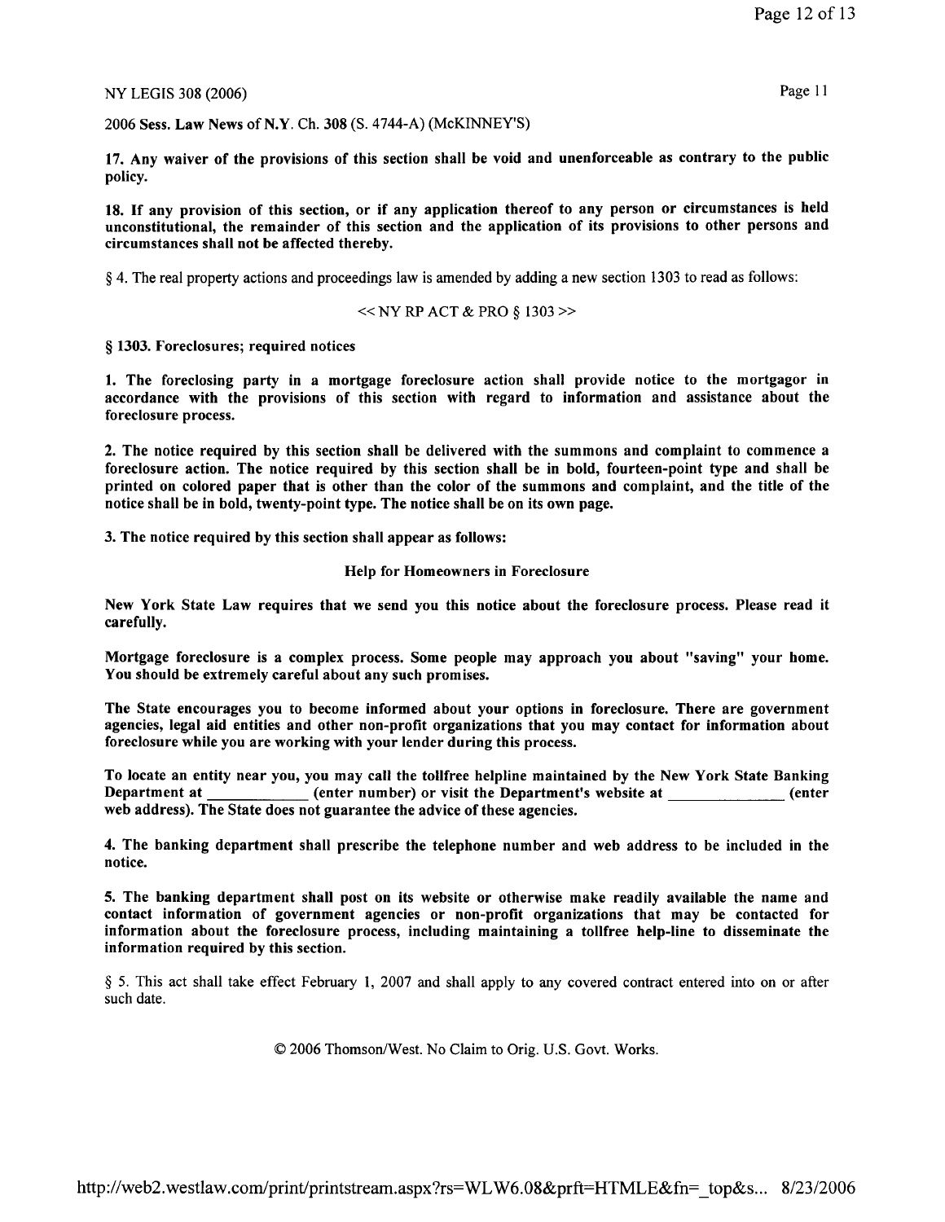**17. Any waiver of the provisions of this section shall be void and unenforceable as contrary to the public policy.**

**18. If any provision of this section, or if any application thereof to any person or circumstances is held unconstitutional, the remainder of this section and the application of its provisions to other persons and circumstances shall not be affected thereby.**

§ 4. The real property actions and proceedings law is amended by adding a new section 1303 to read as follows:

<< NY RP ACT & PRO § 1303 >>

**§ 1303. Foreclosures; required notices**

**1. The foreclosing party in a mortgage foreclosure action shall provide notice to the mortgagor in accordance with the provisions of this section with regard to information and assistance about the foreclosure process.**

**2. The notice required by this section shall be delivered with the summons and complaint to commence a foreclosure action. The notice required by this section shall be in bold, fourteen-point type and shall be printed on colored paper that is other than the color of the summons and complaint, and the title of the notice shall be in bold, twenty-point type. The notice shall be on its own page.**

**3. The notice required by this section shall appear as follows:**

**Help for Homeowners in Foreclosure**

**New York State Law requires that we send you this notice about the foreclosure process. Please read it carefully.**

**Mortgage foreclosure is a complex process. Some people may approach you about "saving" your home. You should be extremely careful about any such promises.**

**The State encourages you to become informed about your options in foreclosure. There are government agencies, legal aid entities and other non-profit organizations that you may contact for information about foreclosure while you are working with your lender during this process.**

**To locate an entity near you, you may call the tollfree helpline maintained by the New York State Banking Department at \_\_\_\_\_\_\_\_\_\_\_\_ (enter number) or visit the Department's website at \_\_\_\_\_\_\_\_\_\_\_\_\_\_ (enter web address). The State does not guarantee the advice of these agencies.**

**4. The banking department shall prescribe the telephone number and web address to be included in the notice.**

**5. The banking department shall post on its website or otherwise make readily available the name and contact information of government agencies or non-profit organizations that may be contacted for information about the foreclosure process, including maintaining a tollfree help-line to disseminate the information required by this section.**

§ 5. This act shall take effect February 1, 2007 and shall apply to any covered contract entered into on or after such date.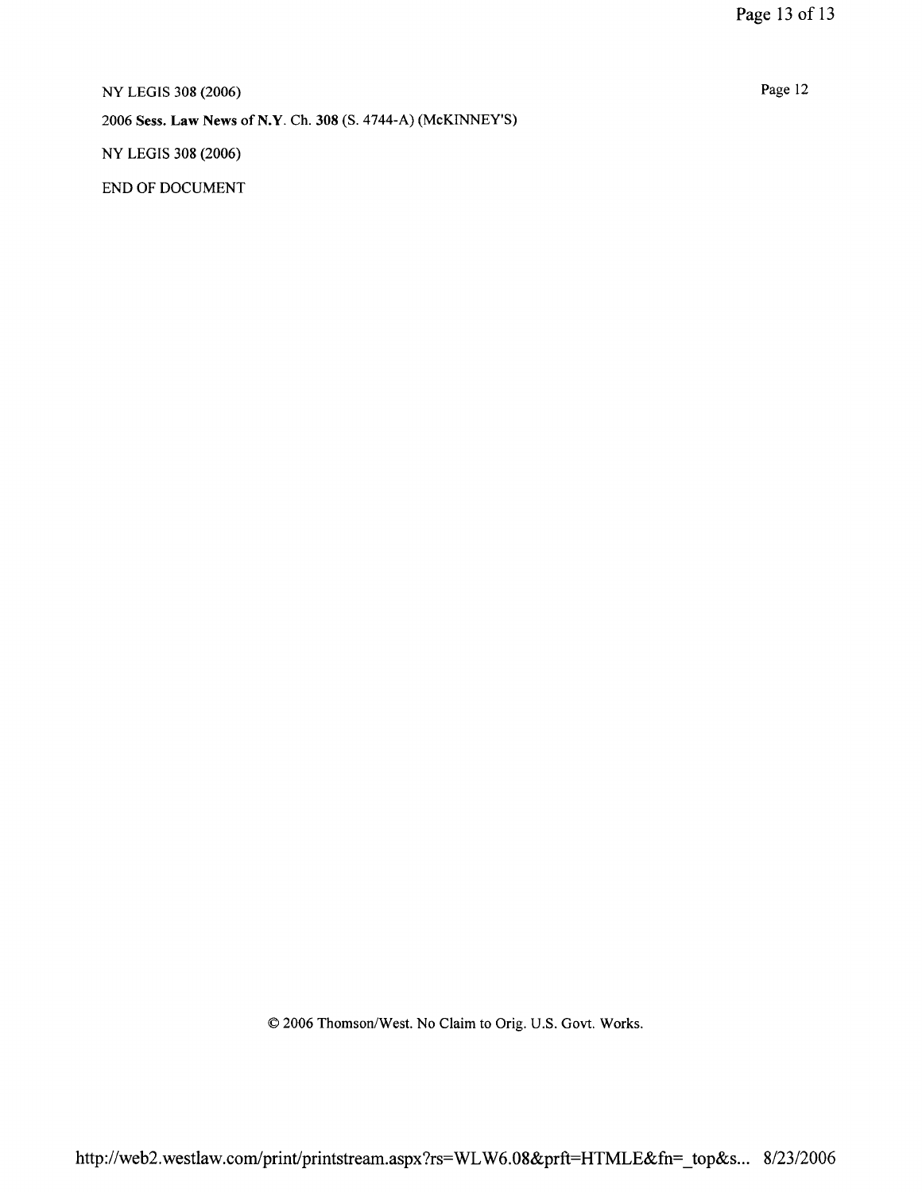NY LEGIS 308 (2006)

2006 **Sess. Law News of N.Y.** Ch. **308** (S. 4744-A) (McKINNEY'S)

NY LEGIS 308 (2006)

END OF DOCUMENT

© 2006 Thomson/West. No Claim to Orig. U.S. Govt. Works.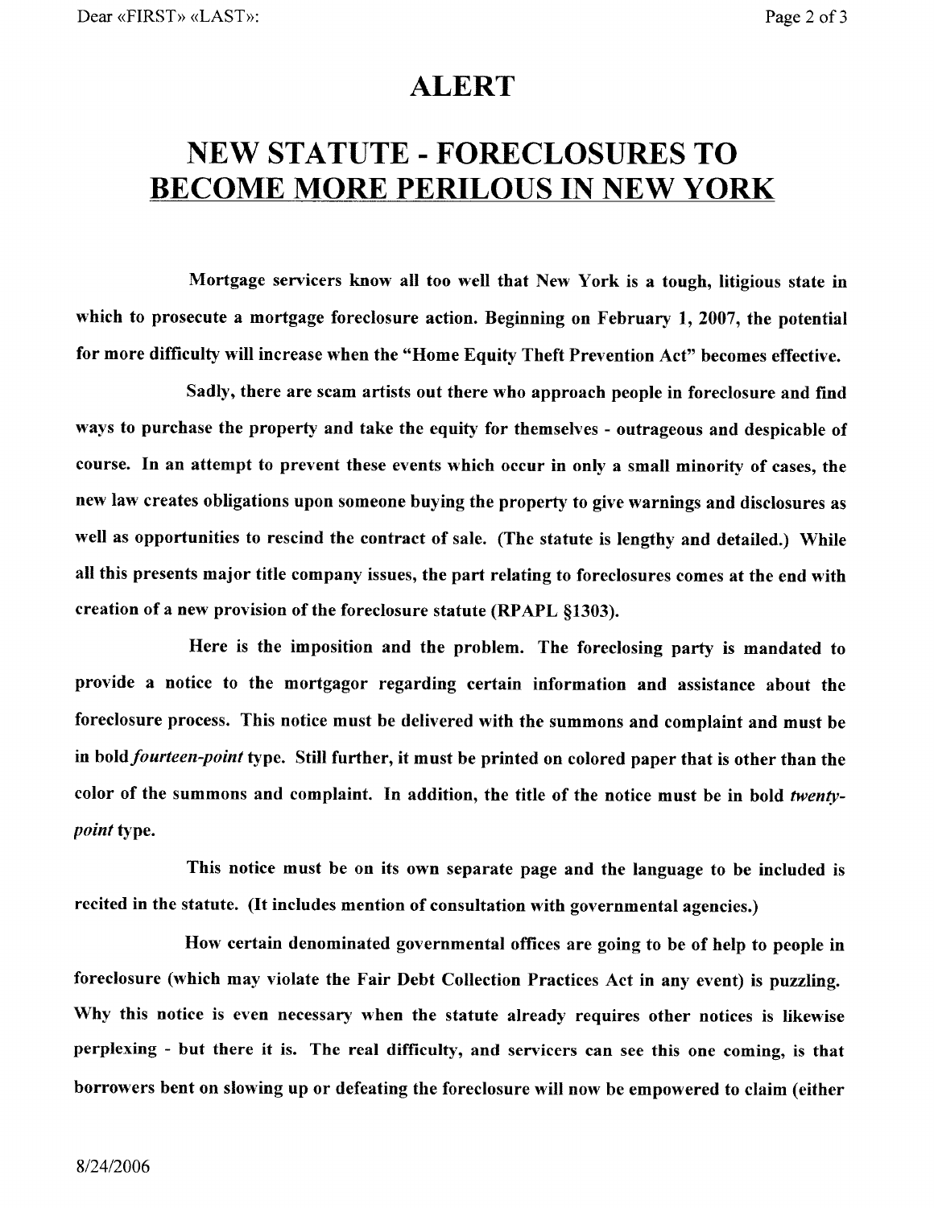# ALERT

## NEW STATUTE - FORECLOSURES TO BECOME MORE PERILOUS IN NEW YORK

**Mortgage servicers know all too well that New York is a tough, litigious state in which to prosecute a mortgage foreclosure action. Beginning on February 1, 2007, the potential for more difficulty will increase when the "Home Equity Theft Prevention Act" becomes effective.**

**Sadly, there are scam artists out there who approach people in foreclosure and find ways to purchase the property and take the equity for themselves - outrageous and despicable of course. In an attempt to prevent these events which occur in only a small minority of cases, the new law creates obligations upon someone buying the property to give warnings and disclosures as well as opportunities to rescind the contract of sale. (The statute is lengthy and detailed.) While all this presents major title company issues, the part relating to foreclosures comes at the end with creation of a new provision of the foreclosure statute (RPAPL §1303).**

**Here is the imposition and the problem. The foreclosing party is mandated to provide a notice to the mortgagor regarding certain information and assistance about the foreclosure process. This notice must be delivered with the summons and complaint and must be in bold *fourteen-point* type. Still further, it must be printed on colored paper that is other than the color of the summons and complaint. In addition, the title of the notice must be in bold *twenty-point* type.**

**This notice must be on its own separate page and the language to be included is recited in the statute. (It includes mention of consultation with governmental agencies.)**

**How certain denominated governmental offices are going to be of help to people in foreclosure (which may violate the Fair Debt Collection Practices Act in any event) is puzzling. Why this notice is even necessary when the statute already requires other notices is likewise perplexing - but there it is. The real difficulty, and servicers can see this one coming, is that borrowers bent on slowing up or defeating the foreclosure will now be empowered to claim (either**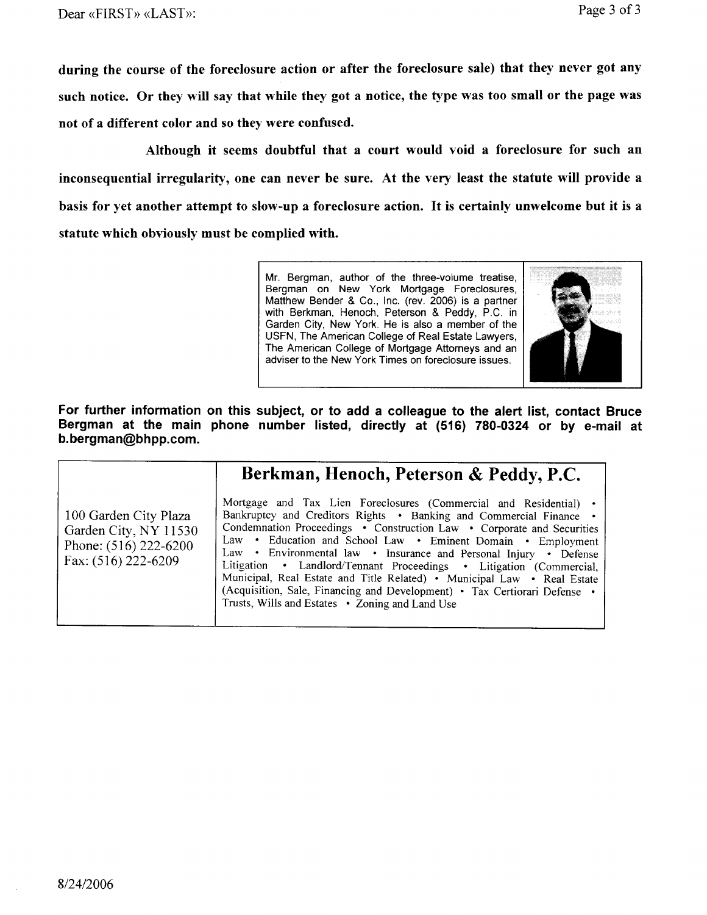**during the course of the foreclosure action or after the foreclosure sale) that they never got any such notice. Or they will say that while they got a notice, the type was too small or the page was not of a different color and so they were confused.**

**Although it seems doubtful that a court would void a foreclosure for such an inconsequential irregularity, one can never be sure. At the very least the statute will provide a basis for yet another attempt to slow-up a foreclosure action. It is certainly unwelcome but it is a statute which obviously must be complied with.**

Mr. Bergman, author of the three-volume treatise, Bergman on New York Mortgage Foreclosures, Matthew Bender & Co., Inc. (rev. 2006) is a partner with Berkman, Henoch, Peterson & Peddy, P.C. in Garden City, New York. He is also a member of the USFN, The American College of Real Estate Lawyers, The American College of Mortgage Attorneys and an adviser to the New York Times on foreclosure issues.

**For further information on this subject, or to add a colleague to the alert list, contact Bruce Bergman at the main phone number listed, directly at (516) 780-0324 or by e-mail at b.bergman@bhpp.com.**

| | |
|---|---|
| 100 Garden City Plaza<br>Garden City, NY 11530<br>Phone: (516) 222-6200<br>Fax: (516) 222-6209 | **Berkman, Henoch, Peterson & Peddy, P.C.**<br>Mortgage and Tax Lien Foreclosures (Commercial and Residential) • Bankruptcy and Creditors Rights • Banking and Commercial Finance • Condemnation Proceedings • Construction Law • Corporate and Securities Law • Education and School Law • Eminent Domain • Employment Law • Environmental law • Insurance and Personal Injury • Defense Litigation • Landlord/Tenant Proceedings • Litigation (Commercial, Municipal, Real Estate and Title Related) • Municipal Law • Real Estate (Acquisition, Sale, Financing and Development) • Tax Certiorari Defense • Trusts, Wills and Estates • Zoning and Land Use |

8/24/2006